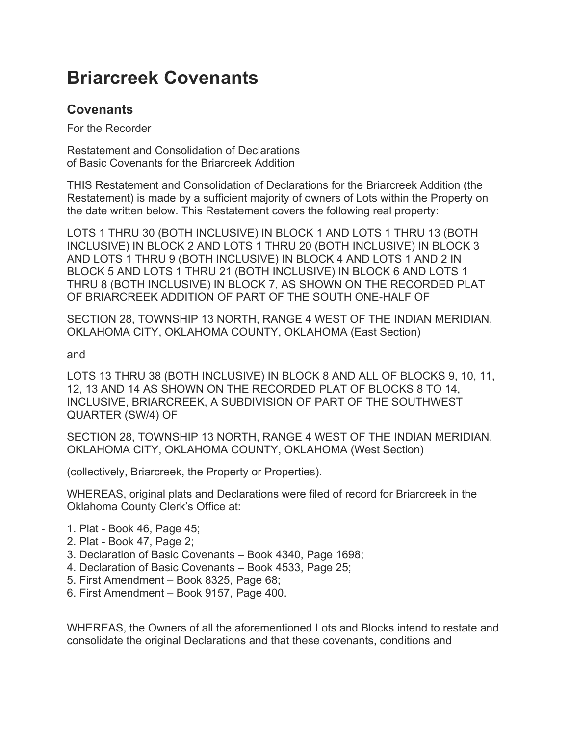# Briarcreek Covenants

## Covenants

For the Recorder

Restatement and Consolidation of Declarations
of Basic Covenants for the Briarcreek Addition

THIS Restatement and Consolidation of Declarations for the Briarcreek Addition (the Restatement) is made by a sufficient majority of owners of Lots within the Property on the date written below. This Restatement covers the following real property:

LOTS 1 THRU 30 (BOTH INCLUSIVE) IN BLOCK 1 AND LOTS 1 THRU 13 (BOTH INCLUSIVE) IN BLOCK 2 AND LOTS 1 THRU 20 (BOTH INCLUSIVE) IN BLOCK 3 AND LOTS 1 THRU 9 (BOTH INCLUSIVE) IN BLOCK 4 AND LOTS 1 AND 2 IN BLOCK 5 AND LOTS 1 THRU 21 (BOTH INCLUSIVE) IN BLOCK 6 AND LOTS 1 THRU 8 (BOTH INCLUSIVE) IN BLOCK 7, AS SHOWN ON THE RECORDED PLAT OF BRIARCREEK ADDITION OF PART OF THE SOUTH ONE-HALF OF

SECTION 28, TOWNSHIP 13 NORTH, RANGE 4 WEST OF THE INDIAN MERIDIAN, OKLAHOMA CITY, OKLAHOMA COUNTY, OKLAHOMA (East Section)

and

LOTS 13 THRU 38 (BOTH INCLUSIVE) IN BLOCK 8 AND ALL OF BLOCKS 9, 10, 11, 12, 13 AND 14 AS SHOWN ON THE RECORDED PLAT OF BLOCKS 8 TO 14, INCLUSIVE, BRIARCREEK, A SUBDIVISION OF PART OF THE SOUTHWEST QUARTER (SW/4) OF

SECTION 28, TOWNSHIP 13 NORTH, RANGE 4 WEST OF THE INDIAN MERIDIAN, OKLAHOMA CITY, OKLAHOMA COUNTY, OKLAHOMA (West Section)

(collectively, Briarcreek, the Property or Properties).

WHEREAS, original plats and Declarations were filed of record for Briarcreek in the Oklahoma County Clerk's Office at:

1. Plat - Book 46, Page 45;
2. Plat - Book 47, Page 2;
3. Declaration of Basic Covenants – Book 4340, Page 1698;
4. Declaration of Basic Covenants – Book 4533, Page 25;
5. First Amendment – Book 8325, Page 68;
6. First Amendment – Book 9157, Page 400.

WHEREAS, the Owners of all the aforementioned Lots and Blocks intend to restate and consolidate the original Declarations and that these covenants, conditions and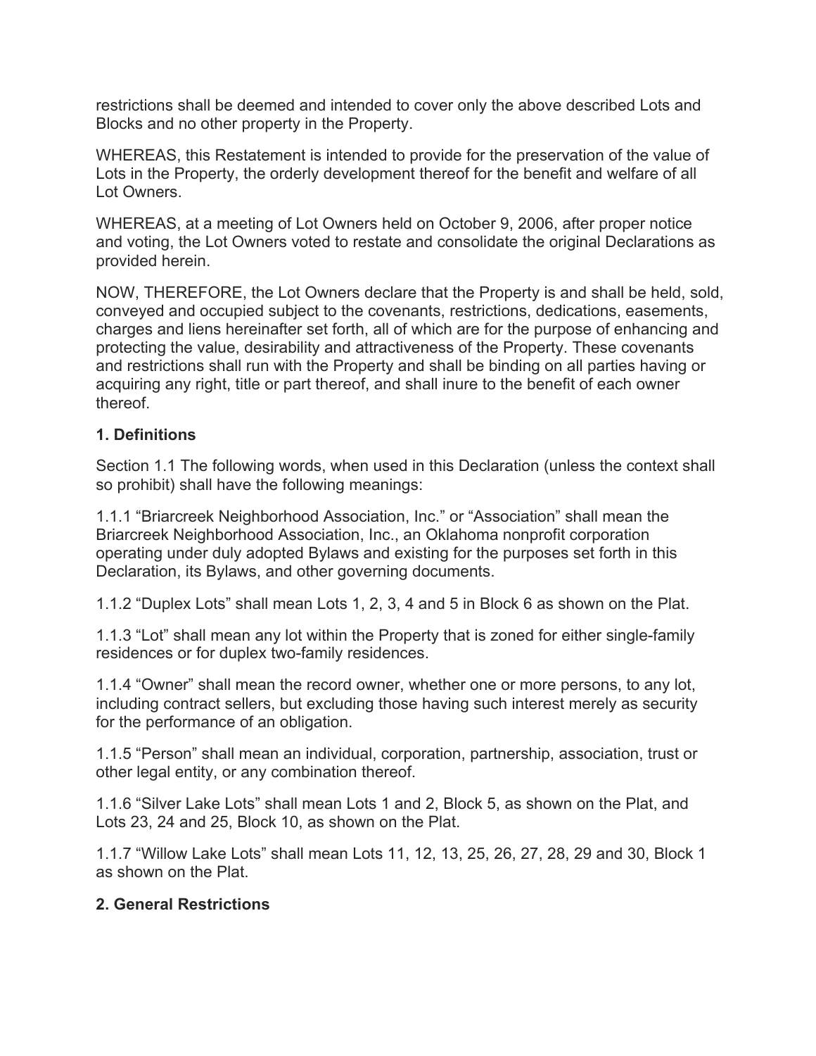restrictions shall be deemed and intended to cover only the above described Lots and Blocks and no other property in the Property.

WHEREAS, this Restatement is intended to provide for the preservation of the value of Lots in the Property, the orderly development thereof for the benefit and welfare of all Lot Owners.

WHEREAS, at a meeting of Lot Owners held on October 9, 2006, after proper notice and voting, the Lot Owners voted to restate and consolidate the original Declarations as provided herein.

NOW, THEREFORE, the Lot Owners declare that the Property is and shall be held, sold, conveyed and occupied subject to the covenants, restrictions, dedications, easements, charges and liens hereinafter set forth, all of which are for the purpose of enhancing and protecting the value, desirability and attractiveness of the Property. These covenants and restrictions shall run with the Property and shall be binding on all parties having or acquiring any right, title or part thereof, and shall inure to the benefit of each owner thereof.

## 1. Definitions

Section 1.1 The following words, when used in this Declaration (unless the context shall so prohibit) shall have the following meanings:

1.1.1 "Briarcreek Neighborhood Association, Inc." or "Association" shall mean the Briarcreek Neighborhood Association, Inc., an Oklahoma nonprofit corporation operating under duly adopted Bylaws and existing for the purposes set forth in this Declaration, its Bylaws, and other governing documents.

1.1.2 "Duplex Lots" shall mean Lots 1, 2, 3, 4 and 5 in Block 6 as shown on the Plat.

1.1.3 "Lot" shall mean any lot within the Property that is zoned for either single-family residences or for duplex two-family residences.

1.1.4 "Owner" shall mean the record owner, whether one or more persons, to any lot, including contract sellers, but excluding those having such interest merely as security for the performance of an obligation.

1.1.5 "Person" shall mean an individual, corporation, partnership, association, trust or other legal entity, or any combination thereof.

1.1.6 "Silver Lake Lots" shall mean Lots 1 and 2, Block 5, as shown on the Plat, and Lots 23, 24 and 25, Block 10, as shown on the Plat.

1.1.7 "Willow Lake Lots" shall mean Lots 11, 12, 13, 25, 26, 27, 28, 29 and 30, Block 1 as shown on the Plat.

## 2. General Restrictions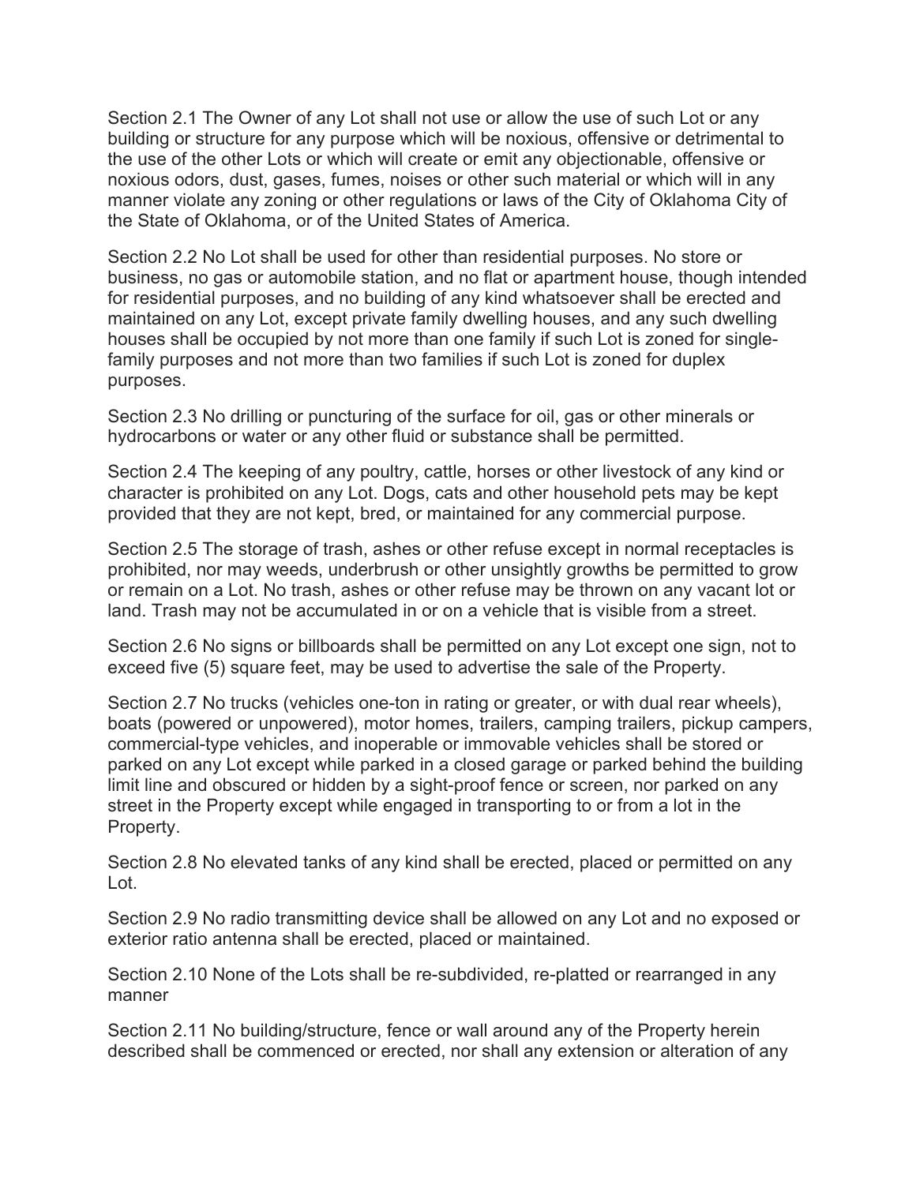Section 2.1 The Owner of any Lot shall not use or allow the use of such Lot or any building or structure for any purpose which will be noxious, offensive or detrimental to the use of the other Lots or which will create or emit any objectionable, offensive or noxious odors, dust, gases, fumes, noises or other such material or which will in any manner violate any zoning or other regulations or laws of the City of Oklahoma City of the State of Oklahoma, or of the United States of America.

Section 2.2 No Lot shall be used for other than residential purposes. No store or business, no gas or automobile station, and no flat or apartment house, though intended for residential purposes, and no building of any kind whatsoever shall be erected and maintained on any Lot, except private family dwelling houses, and any such dwelling houses shall be occupied by not more than one family if such Lot is zoned for single-family purposes and not more than two families if such Lot is zoned for duplex purposes.

Section 2.3 No drilling or puncturing of the surface for oil, gas or other minerals or hydrocarbons or water or any other fluid or substance shall be permitted.

Section 2.4 The keeping of any poultry, cattle, horses or other livestock of any kind or character is prohibited on any Lot. Dogs, cats and other household pets may be kept provided that they are not kept, bred, or maintained for any commercial purpose.

Section 2.5 The storage of trash, ashes or other refuse except in normal receptacles is prohibited, nor may weeds, underbrush or other unsightly growths be permitted to grow or remain on a Lot. No trash, ashes or other refuse may be thrown on any vacant lot or land. Trash may not be accumulated in or on a vehicle that is visible from a street.

Section 2.6 No signs or billboards shall be permitted on any Lot except one sign, not to exceed five (5) square feet, may be used to advertise the sale of the Property.

Section 2.7 No trucks (vehicles one-ton in rating or greater, or with dual rear wheels), boats (powered or unpowered), motor homes, trailers, camping trailers, pickup campers, commercial-type vehicles, and inoperable or immovable vehicles shall be stored or parked on any Lot except while parked in a closed garage or parked behind the building limit line and obscured or hidden by a sight-proof fence or screen, nor parked on any street in the Property except while engaged in transporting to or from a lot in the Property.

Section 2.8 No elevated tanks of any kind shall be erected, placed or permitted on any Lot.

Section 2.9 No radio transmitting device shall be allowed on any Lot and no exposed or exterior ratio antenna shall be erected, placed or maintained.

Section 2.10 None of the Lots shall be re-subdivided, re-platted or rearranged in any manner

Section 2.11 No building/structure, fence or wall around any of the Property herein described shall be commenced or erected, nor shall any extension or alteration of any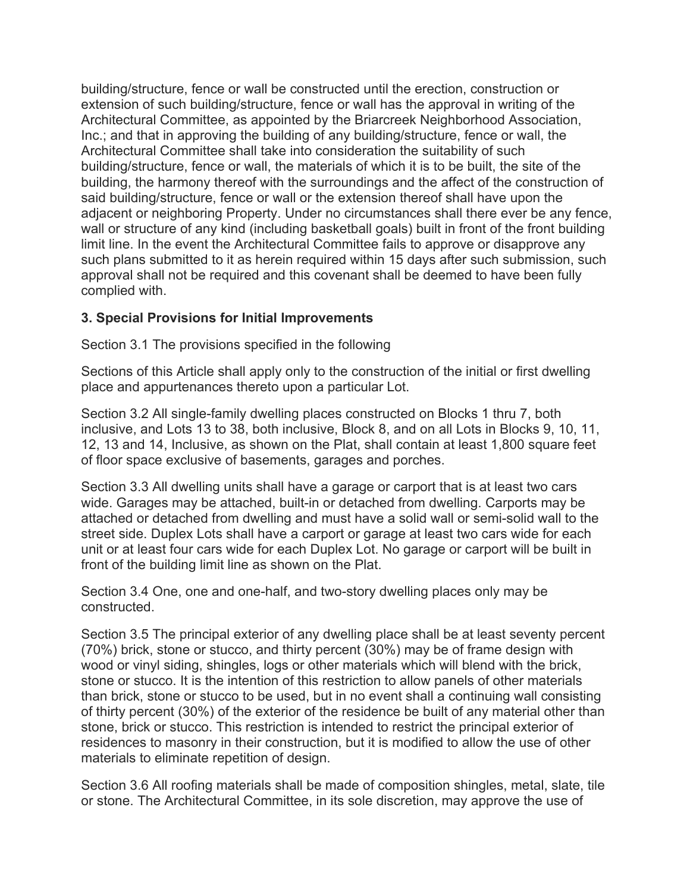building/structure, fence or wall be constructed until the erection, construction or extension of such building/structure, fence or wall has the approval in writing of the Architectural Committee, as appointed by the Briarcreek Neighborhood Association, Inc.; and that in approving the building of any building/structure, fence or wall, the Architectural Committee shall take into consideration the suitability of such building/structure, fence or wall, the materials of which it is to be built, the site of the building, the harmony thereof with the surroundings and the affect of the construction of said building/structure, fence or wall or the extension thereof shall have upon the adjacent or neighboring Property. Under no circumstances shall there ever be any fence, wall or structure of any kind (including basketball goals) built in front of the front building limit line. In the event the Architectural Committee fails to approve or disapprove any such plans submitted to it as herein required within 15 days after such submission, such approval shall not be required and this covenant shall be deemed to have been fully complied with.

**3. Special Provisions for Initial Improvements**

Section 3.1 The provisions specified in the following

Sections of this Article shall apply only to the construction of the initial or first dwelling place and appurtenances thereto upon a particular Lot.

Section 3.2 All single-family dwelling places constructed on Blocks 1 thru 7, both inclusive, and Lots 13 to 38, both inclusive, Block 8, and on all Lots in Blocks 9, 10, 11, 12, 13 and 14, Inclusive, as shown on the Plat, shall contain at least 1,800 square feet of floor space exclusive of basements, garages and porches.

Section 3.3 All dwelling units shall have a garage or carport that is at least two cars wide. Garages may be attached, built-in or detached from dwelling. Carports may be attached or detached from dwelling and must have a solid wall or semi-solid wall to the street side. Duplex Lots shall have a carport or garage at least two cars wide for each unit or at least four cars wide for each Duplex Lot. No garage or carport will be built in front of the building limit line as shown on the Plat.

Section 3.4 One, one and one-half, and two-story dwelling places only may be constructed.

Section 3.5 The principal exterior of any dwelling place shall be at least seventy percent (70%) brick, stone or stucco, and thirty percent (30%) may be of frame design with wood or vinyl siding, shingles, logs or other materials which will blend with the brick, stone or stucco. It is the intention of this restriction to allow panels of other materials than brick, stone or stucco to be used, but in no event shall a continuing wall consisting of thirty percent (30%) of the exterior of the residence be built of any material other than stone, brick or stucco. This restriction is intended to restrict the principal exterior of residences to masonry in their construction, but it is modified to allow the use of other materials to eliminate repetition of design.

Section 3.6 All roofing materials shall be made of composition shingles, metal, slate, tile or stone. The Architectural Committee, in its sole discretion, may approve the use of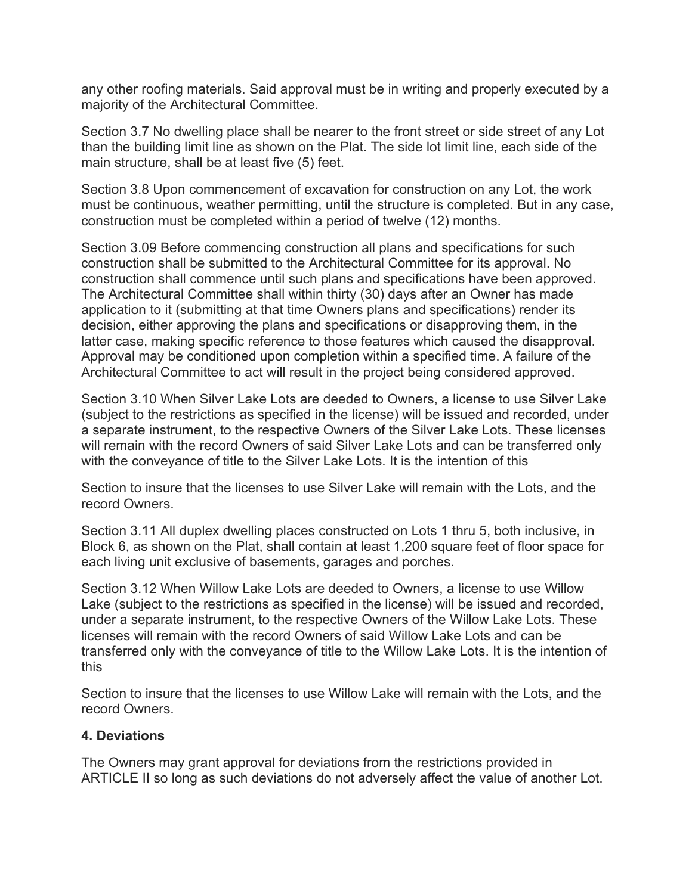any other roofing materials. Said approval must be in writing and properly executed by a majority of the Architectural Committee.

Section 3.7 No dwelling place shall be nearer to the front street or side street of any Lot than the building limit line as shown on the Plat. The side lot limit line, each side of the main structure, shall be at least five (5) feet.

Section 3.8 Upon commencement of excavation for construction on any Lot, the work must be continuous, weather permitting, until the structure is completed. But in any case, construction must be completed within a period of twelve (12) months.

Section 3.09 Before commencing construction all plans and specifications for such construction shall be submitted to the Architectural Committee for its approval. No construction shall commence until such plans and specifications have been approved. The Architectural Committee shall within thirty (30) days after an Owner has made application to it (submitting at that time Owners plans and specifications) render its decision, either approving the plans and specifications or disapproving them, in the latter case, making specific reference to those features which caused the disapproval. Approval may be conditioned upon completion within a specified time. A failure of the Architectural Committee to act will result in the project being considered approved.

Section 3.10 When Silver Lake Lots are deeded to Owners, a license to use Silver Lake (subject to the restrictions as specified in the license) will be issued and recorded, under a separate instrument, to the respective Owners of the Silver Lake Lots. These licenses will remain with the record Owners of said Silver Lake Lots and can be transferred only with the conveyance of title to the Silver Lake Lots. It is the intention of this

Section to insure that the licenses to use Silver Lake will remain with the Lots, and the record Owners.

Section 3.11 All duplex dwelling places constructed on Lots 1 thru 5, both inclusive, in Block 6, as shown on the Plat, shall contain at least 1,200 square feet of floor space for each living unit exclusive of basements, garages and porches.

Section 3.12 When Willow Lake Lots are deeded to Owners, a license to use Willow Lake (subject to the restrictions as specified in the license) will be issued and recorded, under a separate instrument, to the respective Owners of the Willow Lake Lots. These licenses will remain with the record Owners of said Willow Lake Lots and can be transferred only with the conveyance of title to the Willow Lake Lots. It is the intention of this

Section to insure that the licenses to use Willow Lake will remain with the Lots, and the record Owners.

### 4. Deviations

The Owners may grant approval for deviations from the restrictions provided in ARTICLE II so long as such deviations do not adversely affect the value of another Lot.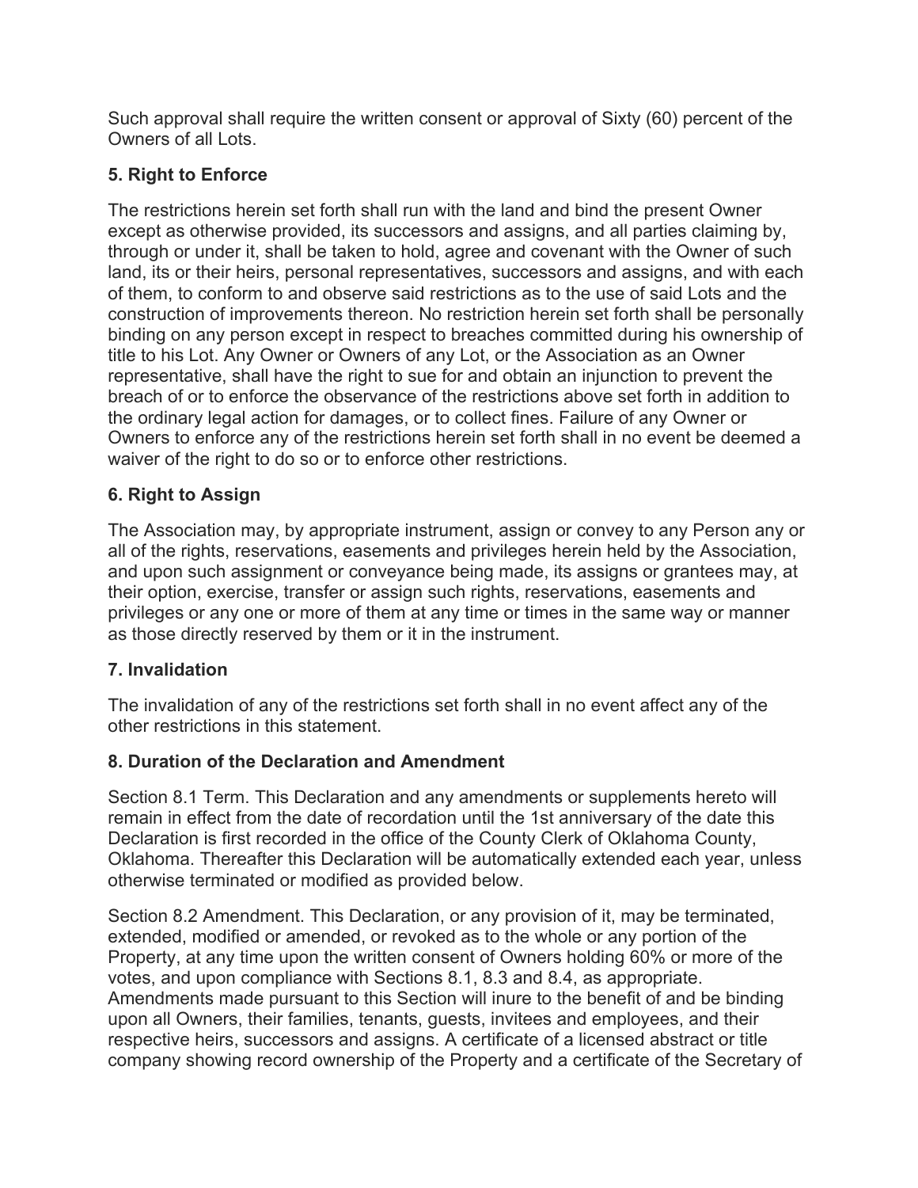Such approval shall require the written consent or approval of Sixty (60) percent of the Owners of all Lots.

### 5. Right to Enforce

The restrictions herein set forth shall run with the land and bind the present Owner except as otherwise provided, its successors and assigns, and all parties claiming by, through or under it, shall be taken to hold, agree and covenant with the Owner of such land, its or their heirs, personal representatives, successors and assigns, and with each of them, to conform to and observe said restrictions as to the use of said Lots and the construction of improvements thereon. No restriction herein set forth shall be personally binding on any person except in respect to breaches committed during his ownership of title to his Lot. Any Owner or Owners of any Lot, or the Association as an Owner representative, shall have the right to sue for and obtain an injunction to prevent the breach of or to enforce the observance of the restrictions above set forth in addition to the ordinary legal action for damages, or to collect fines. Failure of any Owner or Owners to enforce any of the restrictions herein set forth shall in no event be deemed a waiver of the right to do so or to enforce other restrictions.

### 6. Right to Assign

The Association may, by appropriate instrument, assign or convey to any Person any or all of the rights, reservations, easements and privileges herein held by the Association, and upon such assignment or conveyance being made, its assigns or grantees may, at their option, exercise, transfer or assign such rights, reservations, easements and privileges or any one or more of them at any time or times in the same way or manner as those directly reserved by them or it in the instrument.

### 7. Invalidation

The invalidation of any of the restrictions set forth shall in no event affect any of the other restrictions in this statement.

### 8. Duration of the Declaration and Amendment

Section 8.1 Term. This Declaration and any amendments or supplements hereto will remain in effect from the date of recordation until the 1st anniversary of the date this Declaration is first recorded in the office of the County Clerk of Oklahoma County, Oklahoma. Thereafter this Declaration will be automatically extended each year, unless otherwise terminated or modified as provided below.

Section 8.2 Amendment. This Declaration, or any provision of it, may be terminated, extended, modified or amended, or revoked as to the whole or any portion of the Property, at any time upon the written consent of Owners holding 60% or more of the votes, and upon compliance with Sections 8.1, 8.3 and 8.4, as appropriate. Amendments made pursuant to this Section will inure to the benefit of and be binding upon all Owners, their families, tenants, guests, invitees and employees, and their respective heirs, successors and assigns. A certificate of a licensed abstract or title company showing record ownership of the Property and a certificate of the Secretary of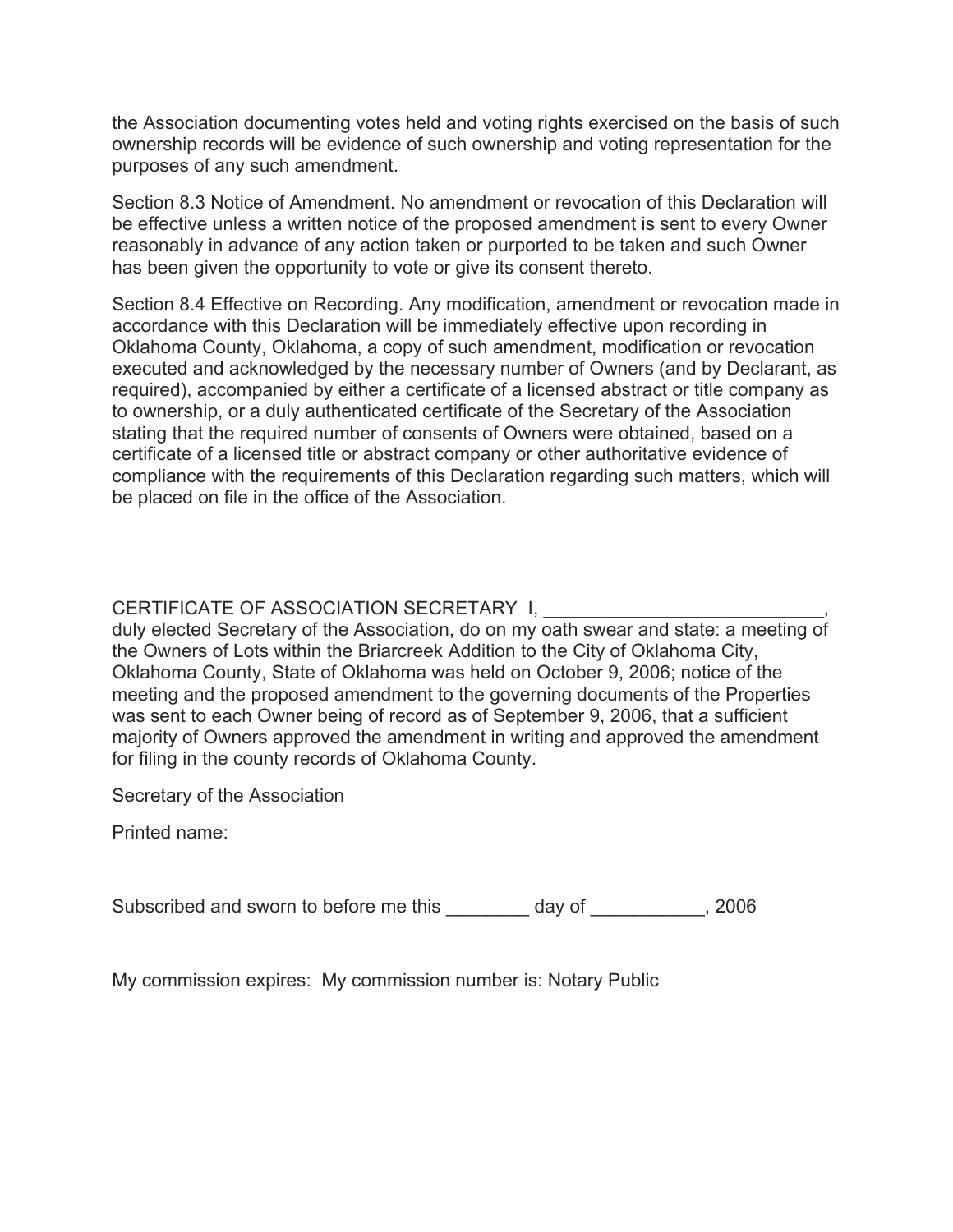the Association documenting votes held and voting rights exercised on the basis of such ownership records will be evidence of such ownership and voting representation for the purposes of any such amendment.

Section 8.3 Notice of Amendment. No amendment or revocation of this Declaration will be effective unless a written notice of the proposed amendment is sent to every Owner reasonably in advance of any action taken or purported to be taken and such Owner has been given the opportunity to vote or give its consent thereto.

Section 8.4 Effective on Recording. Any modification, amendment or revocation made in accordance with this Declaration will be immediately effective upon recording in Oklahoma County, Oklahoma, a copy of such amendment, modification or revocation executed and acknowledged by the necessary number of Owners (and by Declarant, as required), accompanied by either a certificate of a licensed abstract or title company as to ownership, or a duly authenticated certificate of the Secretary of the Association stating that the required number of consents of Owners were obtained, based on a certificate of a licensed title or abstract company or other authoritative evidence of compliance with the requirements of this Declaration regarding such matters, which will be placed on file in the office of the Association.

CERTIFICATE OF ASSOCIATION SECRETARY I, ___________________________, duly elected Secretary of the Association, do on my oath swear and state: a meeting of the Owners of Lots within the Briarcreek Addition to the City of Oklahoma City, Oklahoma County, State of Oklahoma was held on October 9, 2006; notice of the meeting and the proposed amendment to the governing documents of the Properties was sent to each Owner being of record as of September 9, 2006, that a sufficient majority of Owners approved the amendment in writing and approved the amendment for filing in the county records of Oklahoma County.

Secretary of the Association

Printed name:

Subscribed and sworn to before me this ________ day of ___________, 2006

My commission expires: My commission number is: Notary Public